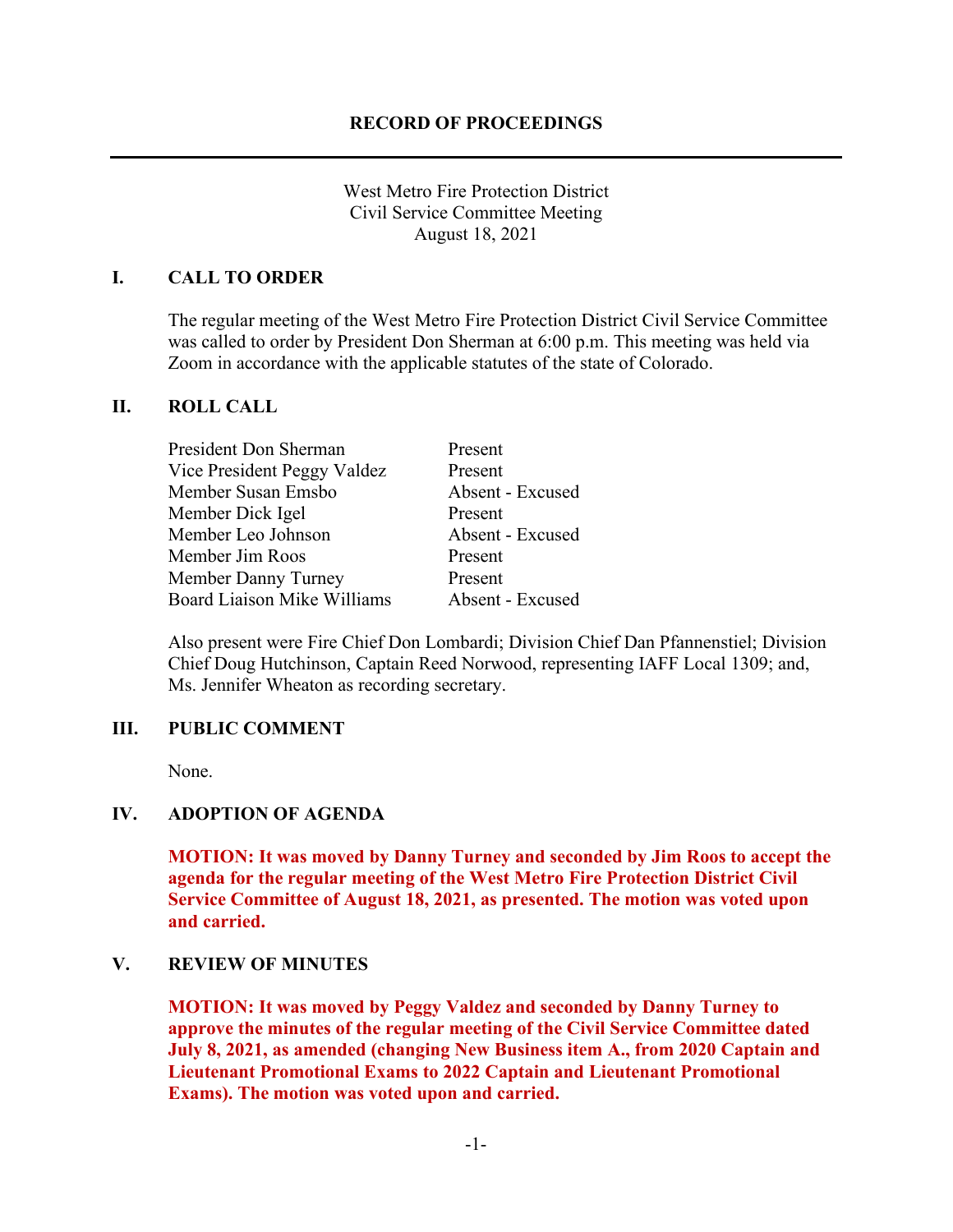# RECORD OF PROCEEDINGS

West Metro Fire Protection District
Civil Service Committee Meeting
August 18, 2021

## I. CALL TO ORDER

The regular meeting of the West Metro Fire Protection District Civil Service Committee was called to order by President Don Sherman at 6:00 p.m. This meeting was held via Zoom in accordance with the applicable statutes of the state of Colorado.

## II. ROLL CALL

| | |
|---|---|
| President Don Sherman | Present |
| Vice President Peggy Valdez | Present |
| Member Susan Emsbo | Absent - Excused |
| Member Dick Igel | Present |
| Member Leo Johnson | Absent - Excused |
| Member Jim Roos | Present |
| Member Danny Turney | Present |
| Board Liaison Mike Williams | Absent - Excused |

Also present were Fire Chief Don Lombardi; Division Chief Dan Pfannenstiel; Division Chief Doug Hutchinson, Captain Reed Norwood, representing IAFF Local 1309; and, Ms. Jennifer Wheaton as recording secretary.

## III. PUBLIC COMMENT

None.

## IV. ADOPTION OF AGENDA

**MOTION: It was moved by Danny Turney and seconded by Jim Roos to accept the agenda for the regular meeting of the West Metro Fire Protection District Civil Service Committee of August 18, 2021, as presented. The motion was voted upon and carried.**

## V. REVIEW OF MINUTES

**MOTION: It was moved by Peggy Valdez and seconded by Danny Turney to approve the minutes of the regular meeting of the Civil Service Committee dated July 8, 2021, as amended (changing New Business item A., from 2020 Captain and Lieutenant Promotional Exams to 2022 Captain and Lieutenant Promotional Exams). The motion was voted upon and carried.**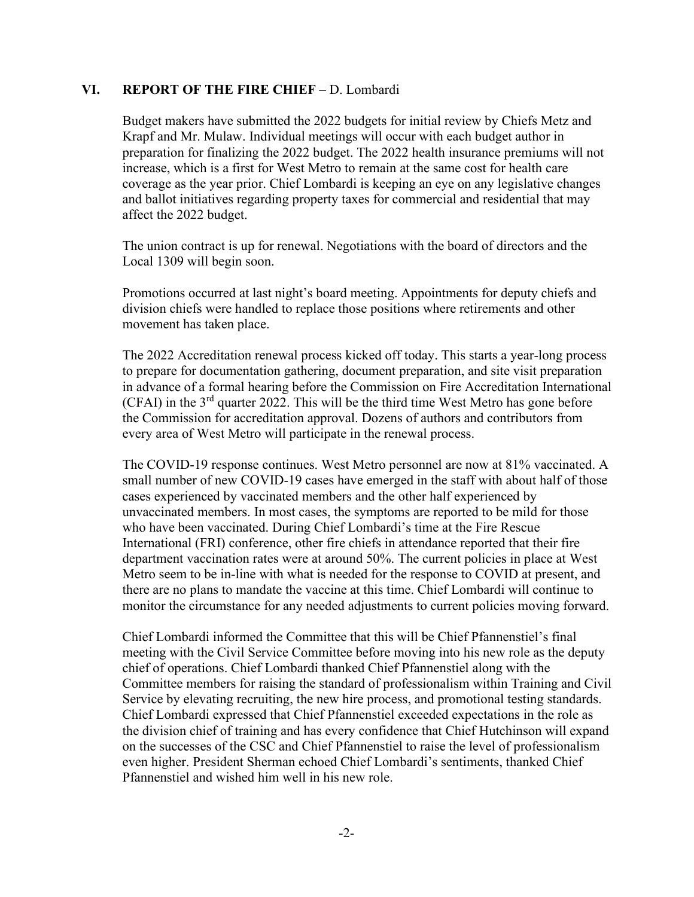## VI. REPORT OF THE FIRE CHIEF – D. Lombardi

Budget makers have submitted the 2022 budgets for initial review by Chiefs Metz and Krapf and Mr. Mulaw. Individual meetings will occur with each budget author in preparation for finalizing the 2022 budget. The 2022 health insurance premiums will not increase, which is a first for West Metro to remain at the same cost for health care coverage as the year prior. Chief Lombardi is keeping an eye on any legislative changes and ballot initiatives regarding property taxes for commercial and residential that may affect the 2022 budget.

The union contract is up for renewal. Negotiations with the board of directors and the Local 1309 will begin soon.

Promotions occurred at last night's board meeting. Appointments for deputy chiefs and division chiefs were handled to replace those positions where retirements and other movement has taken place.

The 2022 Accreditation renewal process kicked off today. This starts a year-long process to prepare for documentation gathering, document preparation, and site visit preparation in advance of a formal hearing before the Commission on Fire Accreditation International (CFAI) in the 3rd quarter 2022. This will be the third time West Metro has gone before the Commission for accreditation approval. Dozens of authors and contributors from every area of West Metro will participate in the renewal process.

The COVID-19 response continues. West Metro personnel are now at 81% vaccinated. A small number of new COVID-19 cases have emerged in the staff with about half of those cases experienced by vaccinated members and the other half experienced by unvaccinated members. In most cases, the symptoms are reported to be mild for those who have been vaccinated. During Chief Lombardi's time at the Fire Rescue International (FRI) conference, other fire chiefs in attendance reported that their fire department vaccination rates were at around 50%. The current policies in place at West Metro seem to be in-line with what is needed for the response to COVID at present, and there are no plans to mandate the vaccine at this time. Chief Lombardi will continue to monitor the circumstance for any needed adjustments to current policies moving forward.

Chief Lombardi informed the Committee that this will be Chief Pfannenstiel's final meeting with the Civil Service Committee before moving into his new role as the deputy chief of operations. Chief Lombardi thanked Chief Pfannenstiel along with the Committee members for raising the standard of professionalism within Training and Civil Service by elevating recruiting, the new hire process, and promotional testing standards. Chief Lombardi expressed that Chief Pfannenstiel exceeded expectations in the role as the division chief of training and has every confidence that Chief Hutchinson will expand on the successes of the CSC and Chief Pfannenstiel to raise the level of professionalism even higher. President Sherman echoed Chief Lombardi's sentiments, thanked Chief Pfannenstiel and wished him well in his new role.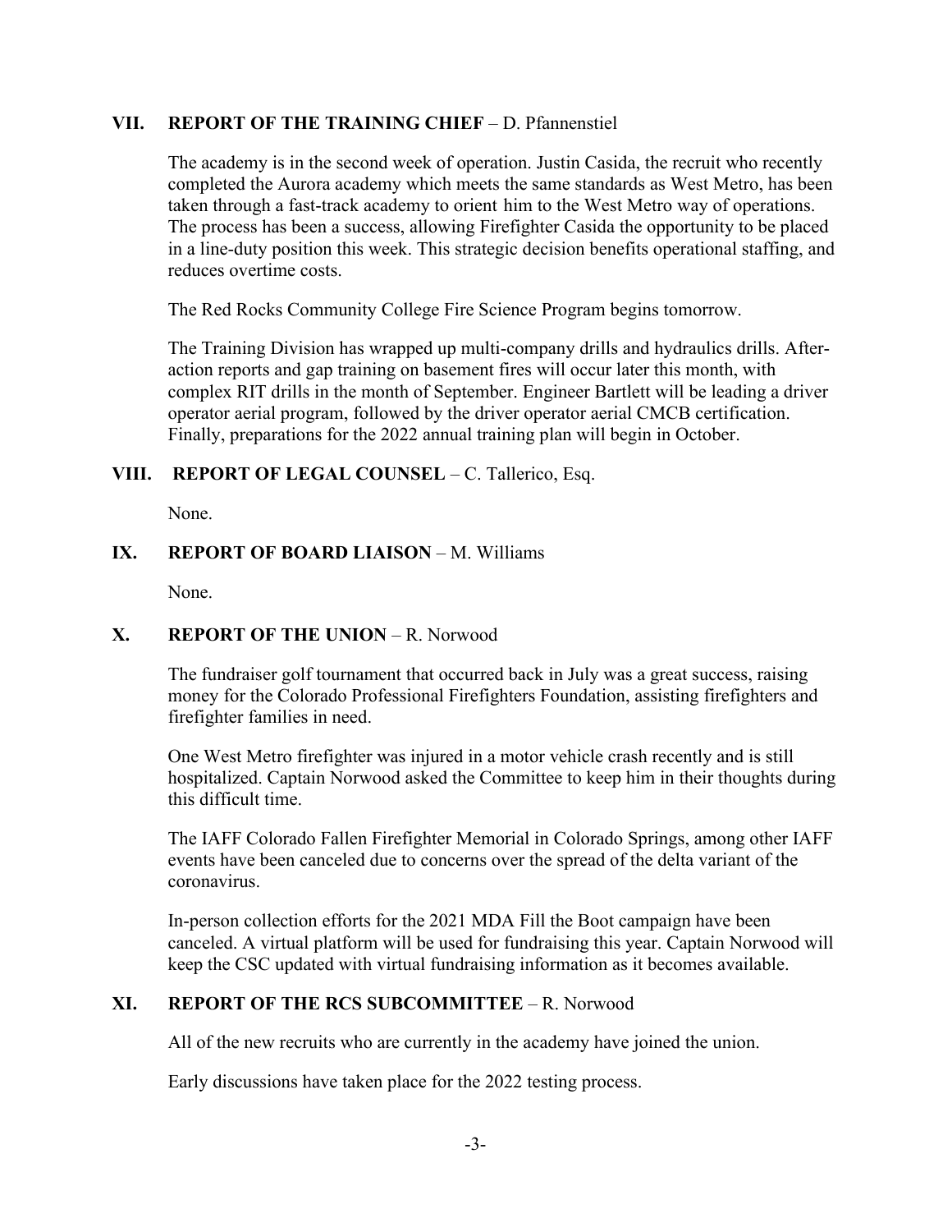## VII. REPORT OF THE TRAINING CHIEF – D. Pfannenstiel

The academy is in the second week of operation. Justin Casida, the recruit who recently completed the Aurora academy which meets the same standards as West Metro, has been taken through a fast-track academy to orient him to the West Metro way of operations. The process has been a success, allowing Firefighter Casida the opportunity to be placed in a line-duty position this week. This strategic decision benefits operational staffing, and reduces overtime costs.

The Red Rocks Community College Fire Science Program begins tomorrow.

The Training Division has wrapped up multi-company drills and hydraulics drills. After-action reports and gap training on basement fires will occur later this month, with complex RIT drills in the month of September. Engineer Bartlett will be leading a driver operator aerial program, followed by the driver operator aerial CMCB certification. Finally, preparations for the 2022 annual training plan will begin in October.

## VIII. REPORT OF LEGAL COUNSEL – C. Tallerico, Esq.

None.

## IX. REPORT OF BOARD LIAISON – M. Williams

None.

## X. REPORT OF THE UNION – R. Norwood

The fundraiser golf tournament that occurred back in July was a great success, raising money for the Colorado Professional Firefighters Foundation, assisting firefighters and firefighter families in need.

One West Metro firefighter was injured in a motor vehicle crash recently and is still hospitalized. Captain Norwood asked the Committee to keep him in their thoughts during this difficult time.

The IAFF Colorado Fallen Firefighter Memorial in Colorado Springs, among other IAFF events have been canceled due to concerns over the spread of the delta variant of the coronavirus.

In-person collection efforts for the 2021 MDA Fill the Boot campaign have been canceled. A virtual platform will be used for fundraising this year. Captain Norwood will keep the CSC updated with virtual fundraising information as it becomes available.

## XI. REPORT OF THE RCS SUBCOMMITTEE – R. Norwood

All of the new recruits who are currently in the academy have joined the union.

Early discussions have taken place for the 2022 testing process.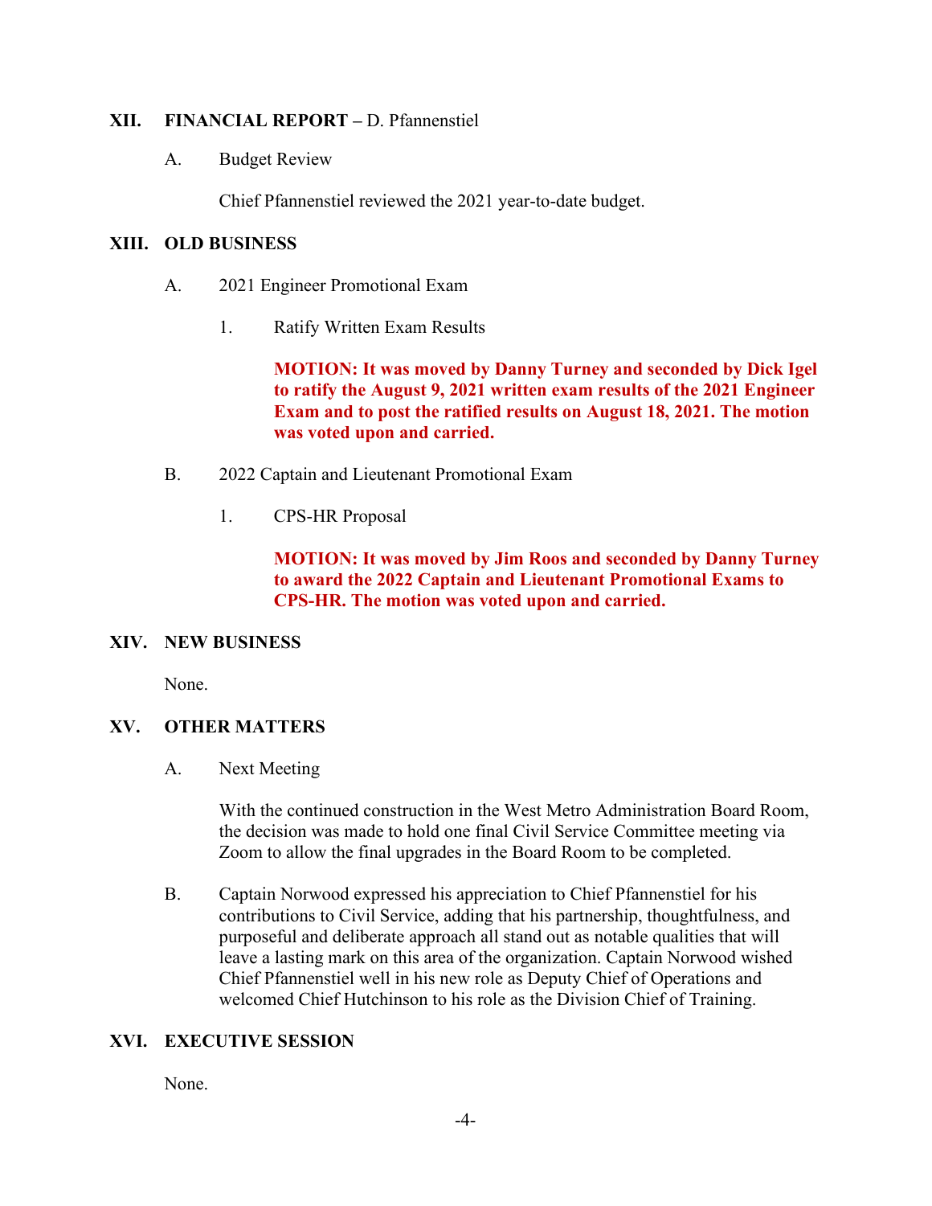## XII. FINANCIAL REPORT – D. Pfannenstiel

A. Budget Review

Chief Pfannenstiel reviewed the 2021 year-to-date budget.

## XIII. OLD BUSINESS

A. 2021 Engineer Promotional Exam

1. Ratify Written Exam Results

**MOTION: It was moved by Danny Turney and seconded by Dick Igel to ratify the August 9, 2021 written exam results of the 2021 Engineer Exam and to post the ratified results on August 18, 2021. The motion was voted upon and carried.**

B. 2022 Captain and Lieutenant Promotional Exam

1. CPS-HR Proposal

**MOTION: It was moved by Jim Roos and seconded by Danny Turney to award the 2022 Captain and Lieutenant Promotional Exams to CPS-HR. The motion was voted upon and carried.**

## XIV. NEW BUSINESS

None.

## XV. OTHER MATTERS

A. Next Meeting

With the continued construction in the West Metro Administration Board Room, the decision was made to hold one final Civil Service Committee meeting via Zoom to allow the final upgrades in the Board Room to be completed.

B. Captain Norwood expressed his appreciation to Chief Pfannenstiel for his contributions to Civil Service, adding that his partnership, thoughtfulness, and purposeful and deliberate approach all stand out as notable qualities that will leave a lasting mark on this area of the organization. Captain Norwood wished Chief Pfannenstiel well in his new role as Deputy Chief of Operations and welcomed Chief Hutchinson to his role as the Division Chief of Training.

## XVI. EXECUTIVE SESSION

None.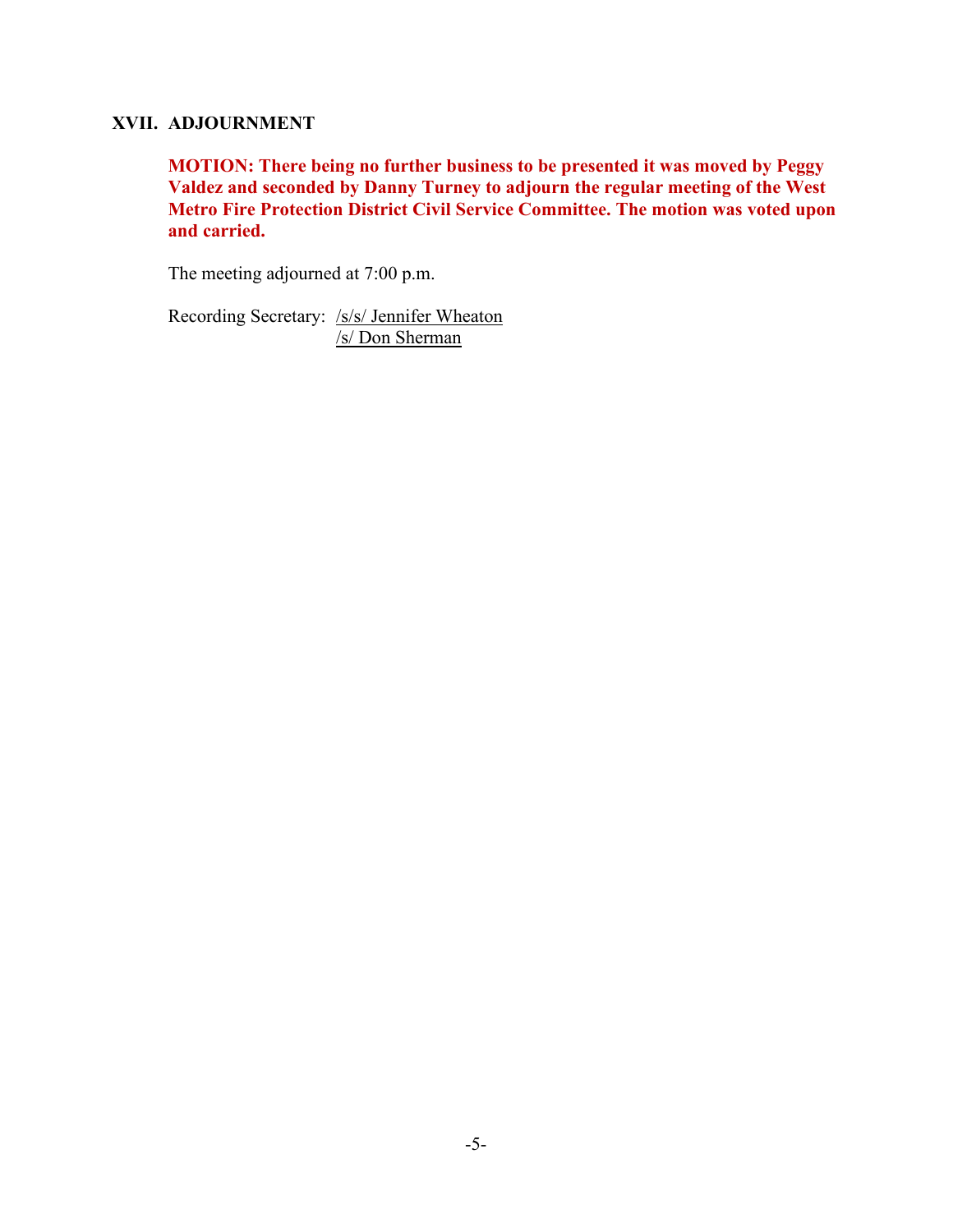## XVII. ADJOURNMENT

**MOTION: There being no further business to be presented it was moved by Peggy Valdez and seconded by Danny Turney to adjourn the regular meeting of the West Metro Fire Protection District Civil Service Committee. The motion was voted upon and carried.**

The meeting adjourned at 7:00 p.m.

Recording Secretary: /s/s/ Jennifer Wheaton
/s/ Don Sherman